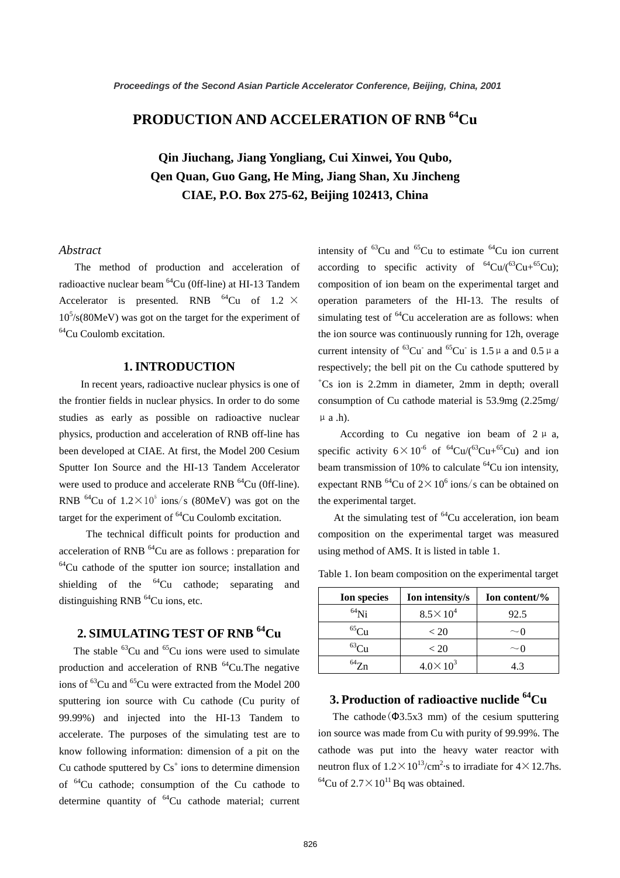# PRODUCTION AND ACCELERATION OF RNB $^{64}Cu$

**Qin Jiuchang, Jiang Yongliang, Cui Xinwei, You Qubo, Qen Quan, Guo Gang, He Ming, Jiang Shan, Xu Jincheng**
**CIAE, P.O. Box 275-62, Beijing 102413, China**

*Abstract*

The method of production and acceleration of radioactive nuclear beam $^{64}Cu$ (0ff-line) at HI-13 Tandem Accelerator is presented. RNB $^{64}Cu$ of $1.2\times10^{5}$/s(80MeV) was got on the target for the experiment of $^{64}Cu$ Coulomb excitation.

## 1. INTRODUCTION

In recent years, radioactive nuclear physics is one of the frontier fields in nuclear physics. In order to do some studies as early as possible on radioactive nuclear physics, production and acceleration of RNB off-line has been developed at CIAE. At first, the Model 200 Cesium Sputter Ion Source and the HI-13 Tandem Accelerator were used to produce and accelerate RNB $^{64}Cu$ (0ff-line). RNB $^{64}Cu$ of $1.2\times10^{5}$ ions/s (80MeV) was got on the target for the experiment of $^{64}Cu$ Coulomb excitation.

The technical difficult points for production and acceleration of RNB $^{64}Cu$ are as follows : preparation for $^{64}Cu$ cathode of the sputter ion source; installation and shielding of the $^{64}Cu$ cathode; separating and distinguishing RNB $^{64}Cu$ ions, etc.

## 2. SIMULATING TEST OF RNB $^{64}Cu$

The stable $^{63}Cu$ and $^{65}Cu$ ions were used to simulate production and acceleration of RNB $^{64}Cu$.The negative ions of $^{63}Cu$ and $^{65}Cu$ were extracted from the Model 200 sputtering ion source with Cu cathode (Cu purity of 99.99%) and injected into the HI-13 Tandem to accelerate. The purposes of the simulating test are to know following information: dimension of a pit on the Cu cathode sputtered by $Cs^{+}$ ions to determine dimension of $^{64}Cu$ cathode; consumption of the Cu cathode to determine quantity of $^{64}Cu$ cathode material; current intensity of $^{63}Cu$ and $^{65}Cu$ to estimate $^{64}Cu$ ion current according to specific activity of $^{64}Cu/(^{63}Cu+^{65}Cu)$; composition of ion beam on the experimental target and operation parameters of the HI-13. The results of simulating test of $^{64}Cu$ acceleration are as follows: when the ion source was continuously running for 12h, overage current intensity of $^{63}Cu^{-}$ and $^{65}Cu^{-}$ is 1.5μa and 0.5μa respectively; the bell pit on the Cu cathode sputtered by $^{+}Cs$ ion is 2.2mm in diameter, 2mm in depth; overall consumption of Cu cathode material is 53.9mg (2.25mg/μa .h).

According to Cu negative ion beam of 2μa, specific activity $6\times10^{-6}$ of $^{64}Cu/(^{63}Cu+^{65}Cu)$ and ion beam transmission of 10% to calculate $^{64}Cu$ ion intensity, expectant RNB $^{64}Cu$ of $2\times10^{6}$ ions/s can be obtained on the experimental target.

At the simulating test of $^{64}Cu$ acceleration, ion beam composition on the experimental target was measured using method of AMS. It is listed in table 1.

Table 1. Ion beam composition on the experimental target

| Ion species | Ion intensity/s | Ion content/% |
|---|---|---|
| $^{64}Ni$ | $8.5\times10^{4}$ | 92.5 |
| $^{65}Cu$ | < 20 | ～0 |
| $^{63}Cu$ | < 20 | ～0 |
| $^{64}Zn$ | $4.0\times10^{3}$ | 4.3 |

## 3. Production of radioactive nuclide $^{64}Cu$

The cathode(Φ3.5x3 mm) of the cesium sputtering ion source was made from Cu with purity of 99.99%. The cathode was put into the heavy water reactor with neutron flux of $1.2\times10^{13}$/cm$^{2}\cdot$s to irradiate for $4\times12.7$hs. $^{64}Cu$ of $2.7\times10^{11}$ Bq was obtained.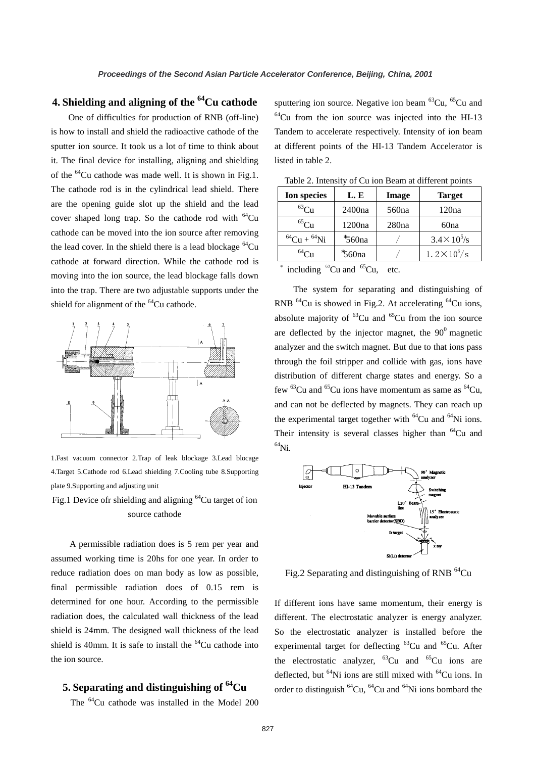## 4. Shielding and aligning of the $^{64}$Cu cathode

One of difficulties for production of RNB (off-line) is how to install and shield the radioactive cathode of the sputter ion source. It took us a lot of time to think about it. The final device for installing, aligning and shielding of the $^{64}$Cu cathode was made well. It is shown in Fig.1. The cathode rod is in the cylindrical lead shield. There are the opening guide slot up the shield and the lead cover shaped long trap. So the cathode rod with $^{64}$Cu cathode can be moved into the ion source after removing the lead cover. In the shield there is a lead blockage $^{64}$Cu cathode at forward direction. While the cathode rod is moving into the ion source, the lead blockage falls down into the trap. There are two adjustable supports under the shield for alignment of the $^{64}$Cu cathode.

1.Fast vacuum connector 2.Trap of leak blockage 3.Lead blocage 4.Target 5.Cathode rod 6.Lead shielding 7.Cooling tube 8.Supporting plate 9.Supporting and adjusting unit

Fig.1 Device ofr shielding and aligning $^{64}$Cu target of ion source cathode

A permissible radiation does is 5 rem per year and assumed working time is 20hs for one year. In order to reduce radiation does on man body as low as possible, final permissible radiation does of 0.15 rem is determined for one hour. According to the permissible radiation does, the calculated wall thickness of the lead shield is 24mm. The designed wall thickness of the lead shield is 40mm. It is safe to install the $^{64}$Cu cathode into the ion source.

## 5. Separating and distinguishing of $^{64}$Cu

The $^{64}$Cu cathode was installed in the Model 200 sputtering ion source. Negative ion beam $^{63}$Cu, $^{65}$Cu and $^{64}$Cu from the ion source was injected into the HI-13 Tandem to accelerate respectively. Intensity of ion beam at different points of the HI-13 Tandem Accelerator is listed in table 2.

Table 2. Intensity of Cu ion Beam at different points

| Ion species | L. E | Image | Target |
|---|---|---|---|
| $^{63}$Cu | 2400na | 560na | 120na |
| $^{65}$Cu | 1200na | 280na | 60na |
| $^{64}$Cu + $^{64}$Ni | *560na | / | $3.4\times10^5$/s |
| $^{64}$Cu | *560na | / | $1.2\times10^5$/s |

\* including $^{63}$Cu and $^{65}$Cu, etc.

The system for separating and distinguishing of RNB $^{64}$Cu is showed in Fig.2. At accelerating $^{64}$Cu ions, absolute majority of $^{63}$Cu and $^{65}$Cu from the ion source are deflected by the injector magnet, the $90^0$ magnetic analyzer and the switch magnet. But due to that ions pass through the foil stripper and collide with gas, ions have distribution of different charge states and energy. So a few $^{63}$Cu and $^{65}$Cu ions have momentum as same as $^{64}$Cu, and can not be deflected by magnets. They can reach up the experimental target together with $^{64}$Cu and $^{64}$Ni ions. Their intensity is several classes higher than $^{64}$Cu and $^{64}$Ni.

Fig.2 Separating and distinguishing of RNB $^{64}$Cu

If different ions have same momentum, their energy is different. The electrostatic analyzer is energy analyzer. So the electrostatic analyzer is installed before the experimental target for deflecting $^{63}$Cu and $^{65}$Cu. After the electrostatic analyzer, $^{63}$Cu and $^{65}$Cu ions are deflected, but $^{64}$Ni ions are still mixed with $^{64}$Cu ions. In order to distinguish $^{64}$Cu, $^{64}$Cu and $^{64}$Ni ions bombard the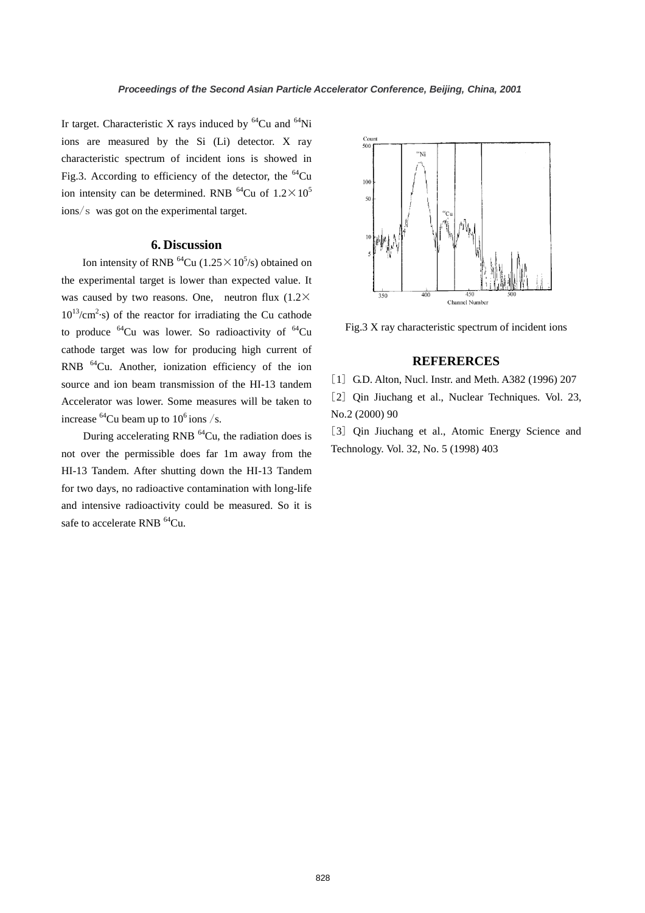Ir target. Characteristic X rays induced by $^{64}$Cu and $^{64}$Ni ions are measured by the Si (Li) detector. X ray characteristic spectrum of incident ions is showed in Fig.3. According to efficiency of the detector, the $^{64}$Cu ion intensity can be determined. RNB $^{64}$Cu of $1.2\times10^5$ ions/s was got on the experimental target.

## 6. Discussion

Ion intensity of RNB $^{64}$Cu ($1.25\times10^5$/s) obtained on the experimental target is lower than expected value. It was caused by two reasons. One, neutron flux ($1.2\times10^{13}$/cm$^2$·s) of the reactor for irradiating the Cu cathode to produce $^{64}$Cu was lower. So radioactivity of $^{64}$Cu cathode target was low for producing high current of RNB $^{64}$Cu. Another, ionization efficiency of the ion source and ion beam transmission of the HI-13 tandem Accelerator was lower. Some measures will be taken to increase $^{64}$Cu beam up to $10^6$ ions /s.

During accelerating RNB $^{64}$Cu, the radiation does is not over the permissible does far 1m away from the HI-13 Tandem. After shutting down the HI-13 Tandem for two days, no radioactive contamination with long-life and intensive radioactivity could be measured. So it is safe to accelerate RNB $^{64}$Cu.

Count
500
100
50
10
5
$^{64}$Ni
$^{64}$Cu
350
400
450
500
Channel Number

Fig.3 X ray characteristic spectrum of incident ions

## REFERERCES

[1] G.D. Alton, Nucl. Instr. and Meth. A382 (1996) 207

[2] Qin Jiuchang et al., Nuclear Techniques. Vol. 23, No.2 (2000) 90

[3] Qin Jiuchang et al., Atomic Energy Science and Technology. Vol. 32, No. 5 (1998) 403